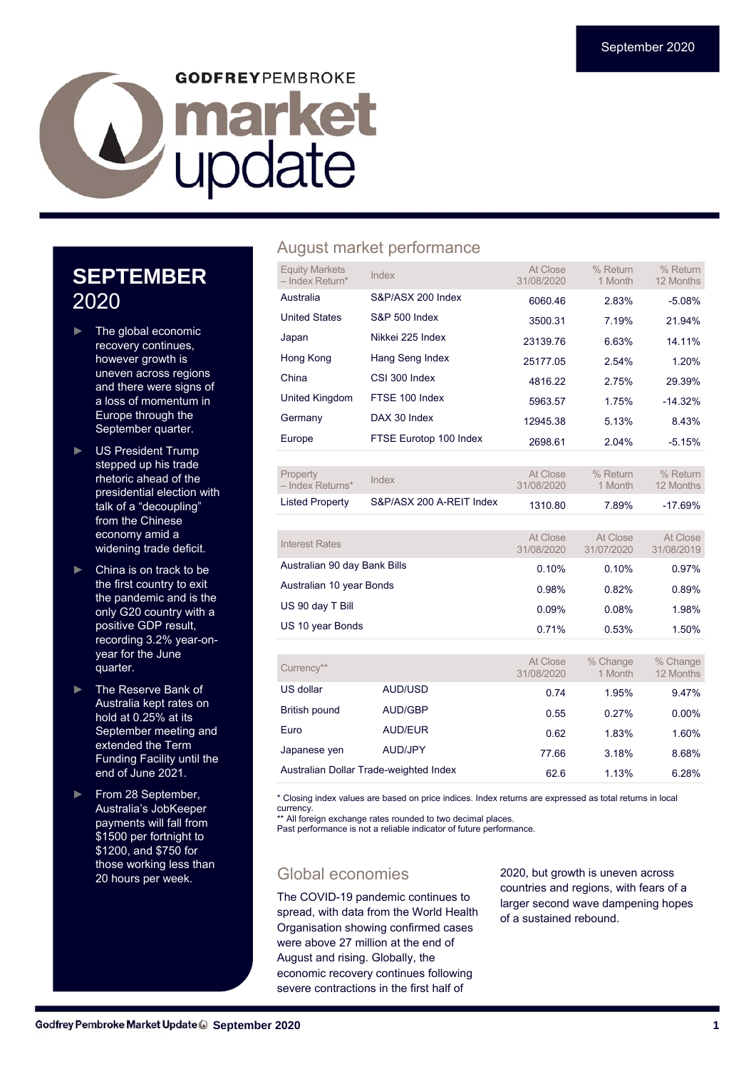September 2020

GODFREYPEMBROKE

# market update

## SEPTEMBER 2020

- The global economic recovery continues, however growth is uneven across regions and there were signs of a loss of momentum in Europe through the September quarter.
- US President Trump stepped up his trade rhetoric ahead of the presidential election with talk of a "decoupling" from the Chinese economy amid a widening trade deficit.
- China is on track to be the first country to exit the pandemic and is the only G20 country with a positive GDP result, recording 3.2% year-on-year for the June quarter.
- The Reserve Bank of Australia kept rates on hold at 0.25% at its September meeting and extended the Term Funding Facility until the end of June 2021.
- From 28 September, Australia's JobKeeper payments will fall from $1500 per fortnight to $1200, and $750 for those working less than 20 hours per week.

## August market performance

| Equity Markets – Index Return* | Index | At Close 31/08/2020 | % Return 1 Month | % Return 12 Months |
|---|---|---|---|---|
| Australia | S&P/ASX 200 Index | 6060.46 | 2.83% | -5.08% |
| United States | S&P 500 Index | 3500.31 | 7.19% | 21.94% |
| Japan | Nikkei 225 Index | 23139.76 | 6.63% | 14.11% |
| Hong Kong | Hang Seng Index | 25177.05 | 2.54% | 1.20% |
| China | CSI 300 Index | 4816.22 | 2.75% | 29.39% |
| United Kingdom | FTSE 100 Index | 5963.57 | 1.75% | -14.32% |
| Germany | DAX 30 Index | 12945.38 | 5.13% | 8.43% |
| Europe | FTSE Eurotop 100 Index | 2698.61 | 2.04% | -5.15% |

| Property – Index Returns* | Index | At Close 31/08/2020 | % Return 1 Month | % Return 12 Months |
|---|---|---|---|---|
| Listed Property | S&P/ASX 200 A-REIT Index | 1310.80 | 7.89% | -17.69% |

| Interest Rates | At Close 31/08/2020 | At Close 31/07/2020 | At Close 31/08/2019 |
|---|---|---|---|
| Australian 90 day Bank Bills | 0.10% | 0.10% | 0.97% |
| Australian 10 year Bonds | 0.98% | 0.82% | 0.89% |
| US 90 day T Bill | 0.09% | 0.08% | 1.98% |
| US 10 year Bonds | 0.71% | 0.53% | 1.50% |

| Currency** | | At Close 31/08/2020 | % Change 1 Month | % Change 12 Months |
|---|---|---|---|---|
| US dollar | AUD/USD | 0.74 | 1.95% | 9.47% |
| British pound | AUD/GBP | 0.55 | 0.27% | 0.00% |
| Euro | AUD/EUR | 0.62 | 1.83% | 1.60% |
| Japanese yen | AUD/JPY | 77.66 | 3.18% | 8.68% |
| Australian Dollar Trade-weighted Index | | 62.6 | 1.13% | 6.28% |

* Closing index values are based on price indices. Index returns are expressed as total returns in local currency.
** All foreign exchange rates rounded to two decimal places.
Past performance is not a reliable indicator of future performance.

## Global economies

The COVID-19 pandemic continues to spread, with data from the World Health Organisation showing confirmed cases were above 27 million at the end of August and rising. Globally, the economic recovery continues following severe contractions in the first half of 2020, but growth is uneven across countries and regions, with fears of a larger second wave dampening hopes of a sustained rebound.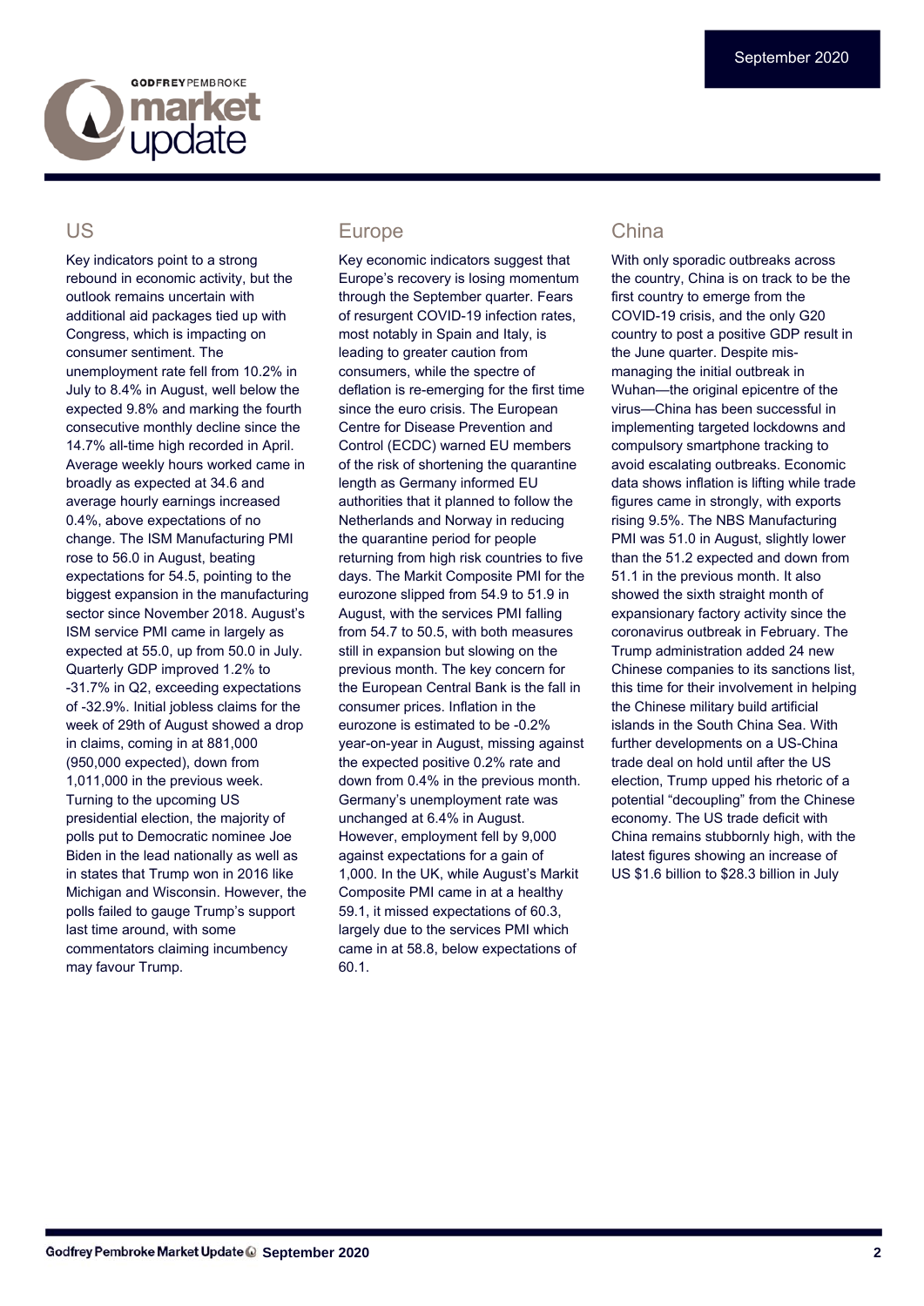## US

Key indicators point to a strong rebound in economic activity, but the outlook remains uncertain with additional aid packages tied up with Congress, which is impacting on consumer sentiment. The unemployment rate fell from 10.2% in July to 8.4% in August, well below the expected 9.8% and marking the fourth consecutive monthly decline since the 14.7% all-time high recorded in April. Average weekly hours worked came in broadly as expected at 34.6 and average hourly earnings increased 0.4%, above expectations of no change. The ISM Manufacturing PMI rose to 56.0 in August, beating expectations for 54.5, pointing to the biggest expansion in the manufacturing sector since November 2018. August's ISM service PMI came in largely as expected at 55.0, up from 50.0 in July. Quarterly GDP improved 1.2% to -31.7% in Q2, exceeding expectations of -32.9%. Initial jobless claims for the week of 29th of August showed a drop in claims, coming in at 881,000 (950,000 expected), down from 1,011,000 in the previous week. Turning to the upcoming US presidential election, the majority of polls put to Democratic nominee Joe Biden in the lead nationally as well as in states that Trump won in 2016 like Michigan and Wisconsin. However, the polls failed to gauge Trump's support last time around, with some commentators claiming incumbency may favour Trump.

## Europe

Key economic indicators suggest that Europe's recovery is losing momentum through the September quarter. Fears of resurgent COVID-19 infection rates, most notably in Spain and Italy, is leading to greater caution from consumers, while the spectre of deflation is re-emerging for the first time since the euro crisis. The European Centre for Disease Prevention and Control (ECDC) warned EU members of the risk of shortening the quarantine length as Germany informed EU authorities that it planned to follow the Netherlands and Norway in reducing the quarantine period for people returning from high risk countries to five days. The Markit Composite PMI for the eurozone slipped from 54.9 to 51.9 in August, with the services PMI falling from 54.7 to 50.5, with both measures still in expansion but slowing on the previous month. The key concern for the European Central Bank is the fall in consumer prices. Inflation in the eurozone is estimated to be -0.2% year-on-year in August, missing against the expected positive 0.2% rate and down from 0.4% in the previous month. Germany's unemployment rate was unchanged at 6.4% in August. However, employment fell by 9,000 against expectations for a gain of 1,000. In the UK, while August's Markit Composite PMI came in at a healthy 59.1, it missed expectations of 60.3, largely due to the services PMI which came in at 58.8, below expectations of 60.1.

## China

With only sporadic outbreaks across the country, China is on track to be the first country to emerge from the COVID-19 crisis, and the only G20 country to post a positive GDP result in the June quarter. Despite mis-managing the initial outbreak in Wuhan—the original epicentre of the virus—China has been successful in implementing targeted lockdowns and compulsory smartphone tracking to avoid escalating outbreaks. Economic data shows inflation is lifting while trade figures came in strongly, with exports rising 9.5%. The NBS Manufacturing PMI was 51.0 in August, slightly lower than the 51.2 expected and down from 51.1 in the previous month. It also showed the sixth straight month of expansionary factory activity since the coronavirus outbreak in February. The Trump administration added 24 new Chinese companies to its sanctions list, this time for their involvement in helping the Chinese military build artificial islands in the South China Sea. With further developments on a US-China trade deal on hold until after the US election, Trump upped his rhetoric of a potential "decoupling" from the Chinese economy. The US trade deficit with China remains stubbornly high, with the latest figures showing an increase of US $1.6 billion to $28.3 billion in July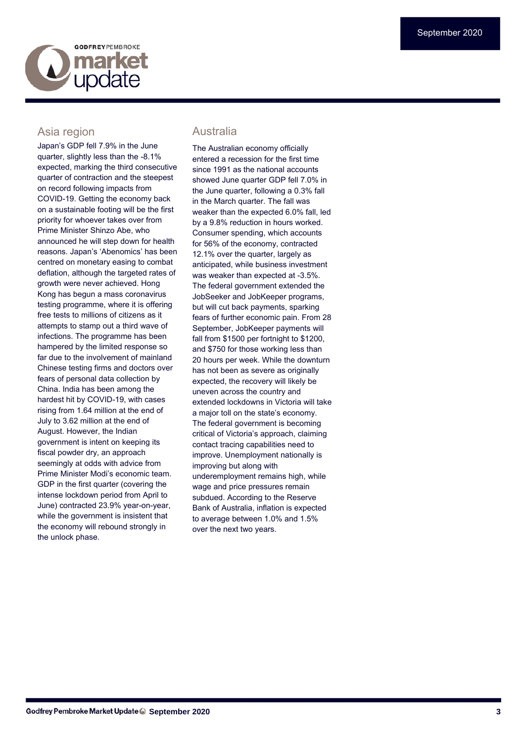## Asia region

Japan's GDP fell 7.9% in the June quarter, slightly less than the -8.1% expected, marking the third consecutive quarter of contraction and the steepest on record following impacts from COVID-19. Getting the economy back on a sustainable footing will be the first priority for whoever takes over from Prime Minister Shinzo Abe, who announced he will step down for health reasons. Japan's 'Abenomics' has been centred on monetary easing to combat deflation, although the targeted rates of growth were never achieved. Hong Kong has begun a mass coronavirus testing programme, where it is offering free tests to millions of citizens as it attempts to stamp out a third wave of infections. The programme has been hampered by the limited response so far due to the involvement of mainland Chinese testing firms and doctors over fears of personal data collection by China. India has been among the hardest hit by COVID-19, with cases rising from 1.64 million at the end of July to 3.62 million at the end of August. However, the Indian government is intent on keeping its fiscal powder dry, an approach seemingly at odds with advice from Prime Minister Modi's economic team. GDP in the first quarter (covering the intense lockdown period from April to June) contracted 23.9% year-on-year, while the government is insistent that the economy will rebound strongly in the unlock phase.

## Australia

The Australian economy officially entered a recession for the first time since 1991 as the national accounts showed June quarter GDP fell 7.0% in the June quarter, following a 0.3% fall in the March quarter. The fall was weaker than the expected 6.0% fall, led by a 9.8% reduction in hours worked. Consumer spending, which accounts for 56% of the economy, contracted 12.1% over the quarter, largely as anticipated, while business investment was weaker than expected at -3.5%. The federal government extended the JobSeeker and JobKeeper programs, but will cut back payments, sparking fears of further economic pain. From 28 September, JobKeeper payments will fall from $1500 per fortnight to $1200, and $750 for those working less than 20 hours per week. While the downturn has not been as severe as originally expected, the recovery will likely be uneven across the country and extended lockdowns in Victoria will take a major toll on the state's economy. The federal government is becoming critical of Victoria's approach, claiming contact tracing capabilities need to improve. Unemployment nationally is improving but along with underemployment remains high, while wage and price pressures remain subdued. According to the Reserve Bank of Australia, inflation is expected to average between 1.0% and 1.5% over the next two years.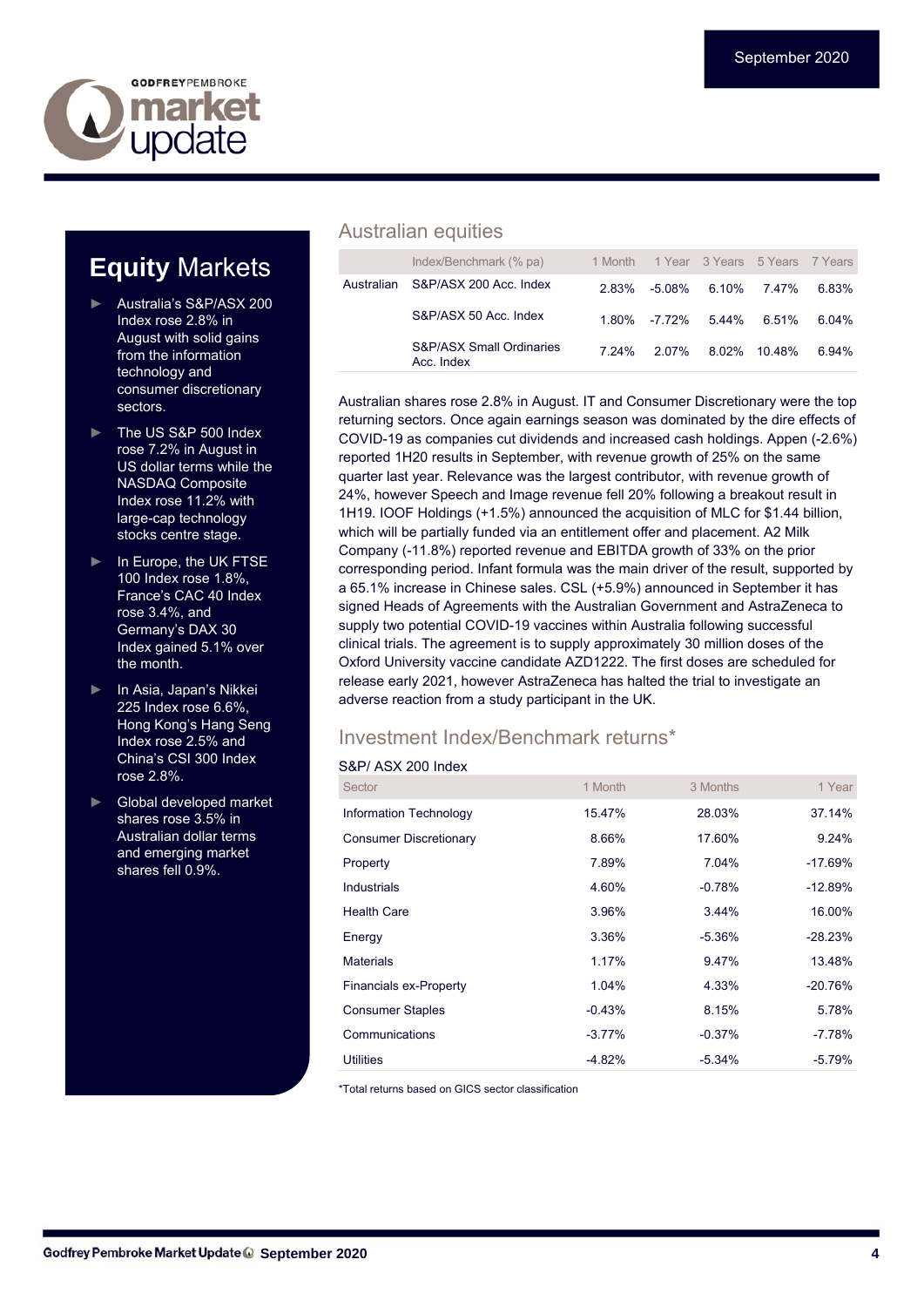# Equity Markets

- Australia's S&P/ASX 200 Index rose 2.8% in August with solid gains from the information technology and consumer discretionary sectors.
- The US S&P 500 Index rose 7.2% in August in US dollar terms while the NASDAQ Composite Index rose 11.2% with large-cap technology stocks centre stage.
- In Europe, the UK FTSE 100 Index rose 1.8%, France's CAC 40 Index rose 3.4%, and Germany's DAX 30 Index gained 5.1% over the month.
- In Asia, Japan's Nikkei 225 Index rose 6.6%, Hong Kong's Hang Seng Index rose 2.5% and China's CSI 300 Index rose 2.8%.
- Global developed market shares rose 3.5% in Australian dollar terms and emerging market shares fell 0.9%.

## Australian equities

| | Index/Benchmark (% pa) | 1 Month | 1 Year | 3 Years | 5 Years | 7 Years |
|---|---|---|---|---|---|---|
| Australian | S&P/ASX 200 Acc. Index | 2.83% | -5.08% | 6.10% | 7.47% | 6.83% |
| | S&P/ASX 50 Acc. Index | 1.80% | -7.72% | 5.44% | 6.51% | 6.04% |
| | S&P/ASX Small Ordinaries Acc. Index | 7.24% | 2.07% | 8.02% | 10.48% | 6.94% |

Australian shares rose 2.8% in August. IT and Consumer Discretionary were the top returning sectors. Once again earnings season was dominated by the dire effects of COVID-19 as companies cut dividends and increased cash holdings. Appen (-2.6%) reported 1H20 results in September, with revenue growth of 25% on the same quarter last year. Relevance was the largest contributor, with revenue growth of 24%, however Speech and Image revenue fell 20% following a breakout result in 1H19. IOOF Holdings (+1.5%) announced the acquisition of MLC for $1.44 billion, which will be partially funded via an entitlement offer and placement. A2 Milk Company (-11.8%) reported revenue and EBITDA growth of 33% on the prior corresponding period. Infant formula was the main driver of the result, supported by a 65.1% increase in Chinese sales. CSL (+5.9%) announced in September it has signed Heads of Agreements with the Australian Government and AstraZeneca to supply two potential COVID-19 vaccines within Australia following successful clinical trials. The agreement is to supply approximately 30 million doses of the Oxford University vaccine candidate AZD1222. The first doses are scheduled for release early 2021, however AstraZeneca has halted the trial to investigate an adverse reaction from a study participant in the UK.

## Investment Index/Benchmark returns*

S&P/ ASX 200 Index

| Sector | 1 Month | 3 Months | 1 Year |
|---|---|---|---|
| Information Technology | 15.47% | 28.03% | 37.14% |
| Consumer Discretionary | 8.66% | 17.60% | 9.24% |
| Property | 7.89% | 7.04% | -17.69% |
| Industrials | 4.60% | -0.78% | -12.89% |
| Health Care | 3.96% | 3.44% | 16.00% |
| Energy | 3.36% | -5.36% | -28.23% |
| Materials | 1.17% | 9.47% | 13.48% |
| Financials ex-Property | 1.04% | 4.33% | -20.76% |
| Consumer Staples | -0.43% | 8.15% | 5.78% |
| Communications | -3.77% | -0.37% | -7.78% |
| Utilities | -4.82% | -5.34% | -5.79% |

*Total returns based on GICS sector classification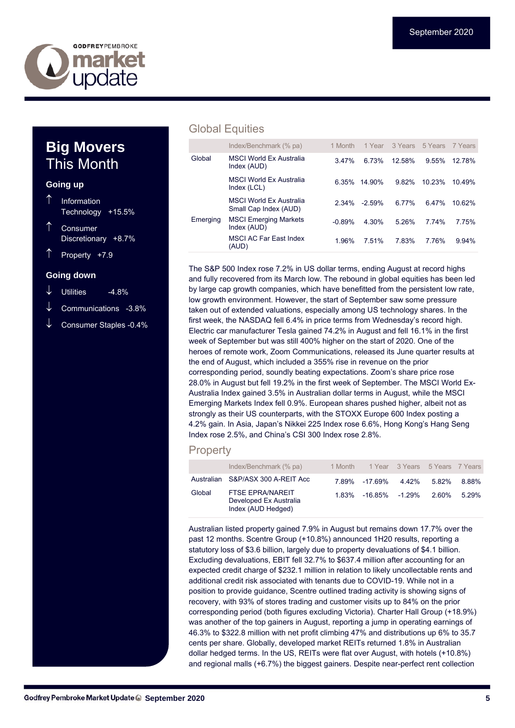# Big Movers This Month

### Going up

- ↑ Information Technology +15.5%
- ↑ Consumer Discretionary +8.7%
- ↑ Property +7.9

### Going down

- ↓ Utilities -4.8%
- ↓ Communications -3.8%
- ↓ Consumer Staples -0.4%

## Global Equities

| | Index/Benchmark (% pa) | 1 Month | 1 Year | 3 Years | 5 Years | 7 Years |
|---|---|---|---|---|---|---|
| Global | MSCI World Ex Australia Index (AUD) | 3.47% | 6.73% | 12.58% | 9.55% | 12.78% |
| | MSCI World Ex Australia Index (LCL) | 6.35% | 14.90% | 9.82% | 10.23% | 10.49% |
| | MSCI World Ex Australia Small Cap Index (AUD) | 2.34% | -2.59% | 6.77% | 6.47% | 10.62% |
| Emerging | MSCI Emerging Markets Index (AUD) | -0.89% | 4.30% | 5.26% | 7.74% | 7.75% |
| | MSCI AC Far East Index (AUD) | 1.96% | 7.51% | 7.83% | 7.76% | 9.94% |

The S&P 500 Index rose 7.2% in US dollar terms, ending August at record highs and fully recovered from its March low. The rebound in global equities has been led by large cap growth companies, which have benefitted from the persistent low rate, low growth environment. However, the start of September saw some pressure taken out of extended valuations, especially among US technology shares. In the first week, the NASDAQ fell 6.4% in price terms from Wednesday's record high. Electric car manufacturer Tesla gained 74.2% in August and fell 16.1% in the first week of September but was still 400% higher on the start of 2020. One of the heroes of remote work, Zoom Communications, released its June quarter results at the end of August, which included a 355% rise in revenue on the prior corresponding period, soundly beating expectations. Zoom's share price rose 28.0% in August but fell 19.2% in the first week of September. The MSCI World Ex-Australia Index gained 3.5% in Australian dollar terms in August, while the MSCI Emerging Markets Index fell 0.9%. European shares pushed higher, albeit not as strongly as their US counterparts, with the STOXX Europe 600 Index posting a 4.2% gain. In Asia, Japan's Nikkei 225 Index rose 6.6%, Hong Kong's Hang Seng Index rose 2.5%, and China's CSI 300 Index rose 2.8%.

## Property

| | Index/Benchmark (% pa) | 1 Month | 1 Year | 3 Years | 5 Years | 7 Years |
|---|---|---|---|---|---|---|
| Australian | S&P/ASX 300 A-REIT Acc | 7.89% | -17.69% | 4.42% | 5.82% | 8.88% |
| Global | FTSE EPRA/NAREIT Developed Ex Australia Index (AUD Hedged) | 1.83% | -16.85% | -1.29% | 2.60% | 5.29% |

Australian listed property gained 7.9% in August but remains down 17.7% over the past 12 months. Scentre Group (+10.8%) announced 1H20 results, reporting a statutory loss of $3.6 billion, largely due to property devaluations of $4.1 billion. Excluding devaluations, EBIT fell 32.7% to $637.4 million after accounting for an expected credit charge of $232.1 million in relation to likely uncollectable rents and additional credit risk associated with tenants due to COVID-19. While not in a position to provide guidance, Scentre outlined trading activity is showing signs of recovery, with 93% of stores trading and customer visits up to 84% on the prior corresponding period (both figures excluding Victoria). Charter Hall Group (+18.9%) was another of the top gainers in August, reporting a jump in operating earnings of 46.3% to $322.8 million with net profit climbing 47% and distributions up 6% to 35.7 cents per share. Globally, developed market REITs returned 1.8% in Australian dollar hedged terms. In the US, REITs were flat over August, with hotels (+10.8%) and regional malls (+6.7%) the biggest gainers. Despite near-perfect rent collection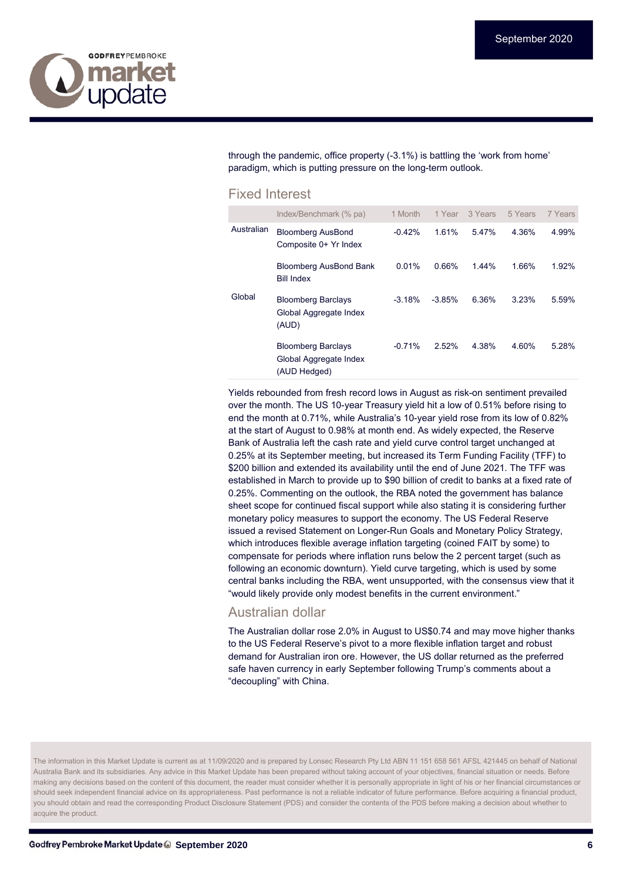through the pandemic, office property (-3.1%) is battling the 'work from home' paradigm, which is putting pressure on the long-term outlook.

## Fixed Interest

| | Index/Benchmark (% pa) | 1 Month | 1 Year | 3 Years | 5 Years | 7 Years |
|---|---|---|---|---|---|---|
| Australian | Bloomberg AusBond Composite 0+ Yr Index | -0.42% | 1.61% | 5.47% | 4.36% | 4.99% |
| | Bloomberg AusBond Bank Bill Index | 0.01% | 0.66% | 1.44% | 1.66% | 1.92% |
| Global | Bloomberg Barclays Global Aggregate Index (AUD) | -3.18% | -3.85% | 6.36% | 3.23% | 5.59% |
| | Bloomberg Barclays Global Aggregate Index (AUD Hedged) | -0.71% | 2.52% | 4.38% | 4.60% | 5.28% |

Yields rebounded from fresh record lows in August as risk-on sentiment prevailed over the month. The US 10-year Treasury yield hit a low of 0.51% before rising to end the month at 0.71%, while Australia's 10-year yield rose from its low of 0.82% at the start of August to 0.98% at month end. As widely expected, the Reserve Bank of Australia left the cash rate and yield curve control target unchanged at 0.25% at its September meeting, but increased its Term Funding Facility (TFF) to $200 billion and extended its availability until the end of June 2021. The TFF was established in March to provide up to $90 billion of credit to banks at a fixed rate of 0.25%. Commenting on the outlook, the RBA noted the government has balance sheet scope for continued fiscal support while also stating it is considering further monetary policy measures to support the economy. The US Federal Reserve issued a revised Statement on Longer-Run Goals and Monetary Policy Strategy, which introduces flexible average inflation targeting (coined FAIT by some) to compensate for periods where inflation runs below the 2 percent target (such as following an economic downturn). Yield curve targeting, which is used by some central banks including the RBA, went unsupported, with the consensus view that it "would likely provide only modest benefits in the current environment."

## Australian dollar

The Australian dollar rose 2.0% in August to US$0.74 and may move higher thanks to the US Federal Reserve's pivot to a more flexible inflation target and robust demand for Australian iron ore. However, the US dollar returned as the preferred safe haven currency in early September following Trump's comments about a "decoupling" with China.

The information in this Market Update is current as at 11/09/2020 and is prepared by Lonsec Research Pty Ltd ABN 11 151 658 561 AFSL 421445 on behalf of National Australia Bank and its subsidiaries. Any advice in this Market Update has been prepared without taking account of your objectives, financial situation or needs. Before making any decisions based on the content of this document, the reader must consider whether it is personally appropriate in light of his or her financial circumstances or should seek independent financial advice on its appropriateness. Past performance is not a reliable indicator of future performance. Before acquiring a financial product, you should obtain and read the corresponding Product Disclosure Statement (PDS) and consider the contents of the PDS before making a decision about whether to acquire the product.